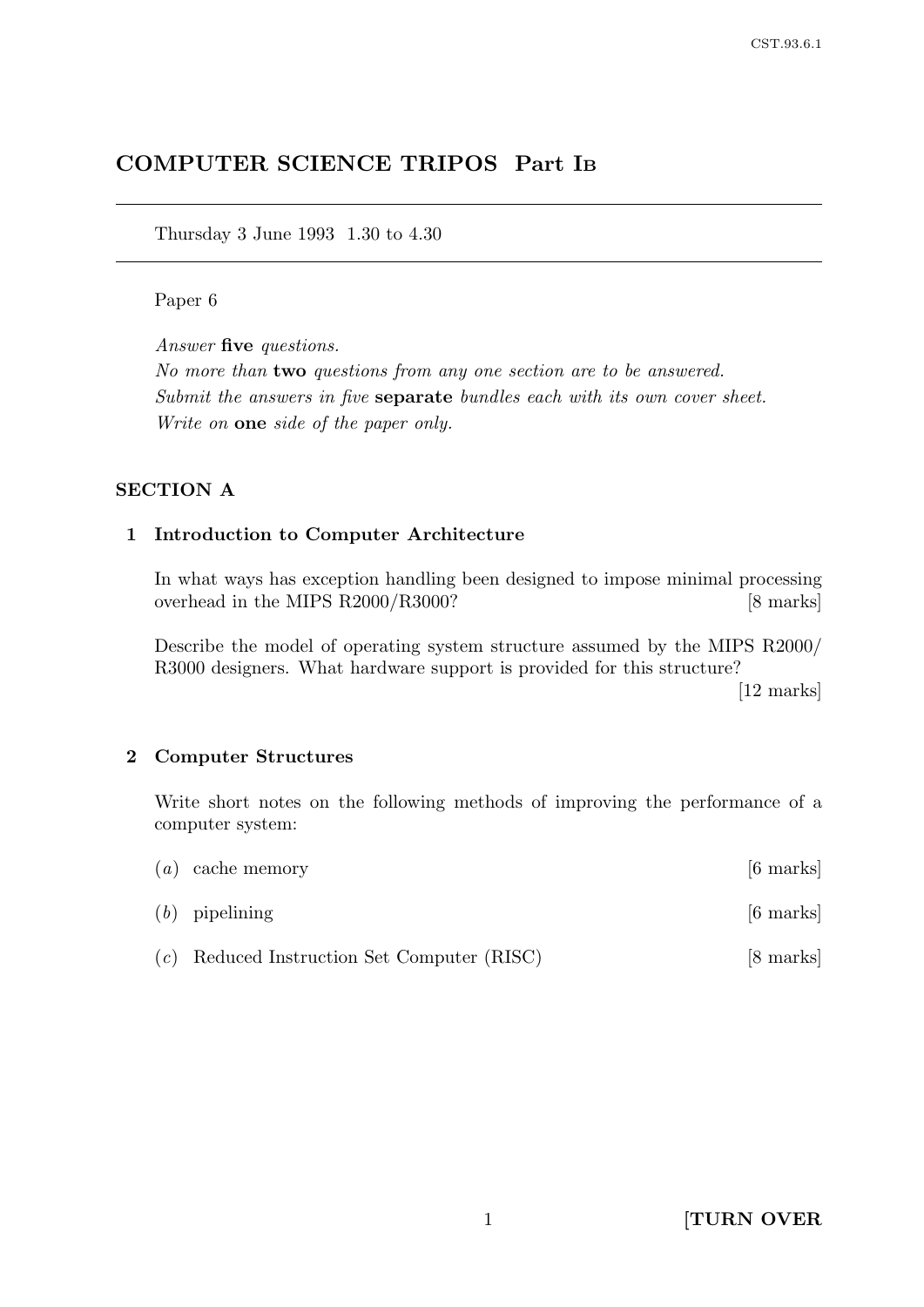# COMPUTER SCIENCE TRIPOS Part IB

Thursday 3 June 1993 1.30 to 4.30

Paper 6

*Answer* **five** *questions.*
*No more than* **two** *questions from any one section are to be answered.*
*Submit the answers in five* **separate** *bundles each with its own cover sheet.*
*Write on* **one** *side of the paper only.*

## SECTION A

### 1 Introduction to Computer Architecture

In what ways has exception handling been designed to impose minimal processing overhead in the MIPS R2000/R3000? [8 marks]

Describe the model of operating system structure assumed by the MIPS R2000/R3000 designers. What hardware support is provided for this structure? [12 marks]

### 2 Computer Structures

Write short notes on the following methods of improving the performance of a computer system:

(*a*) cache memory [6 marks]

(*b*) pipelining [6 marks]

(*c*) Reduced Instruction Set Computer (RISC) [8 marks]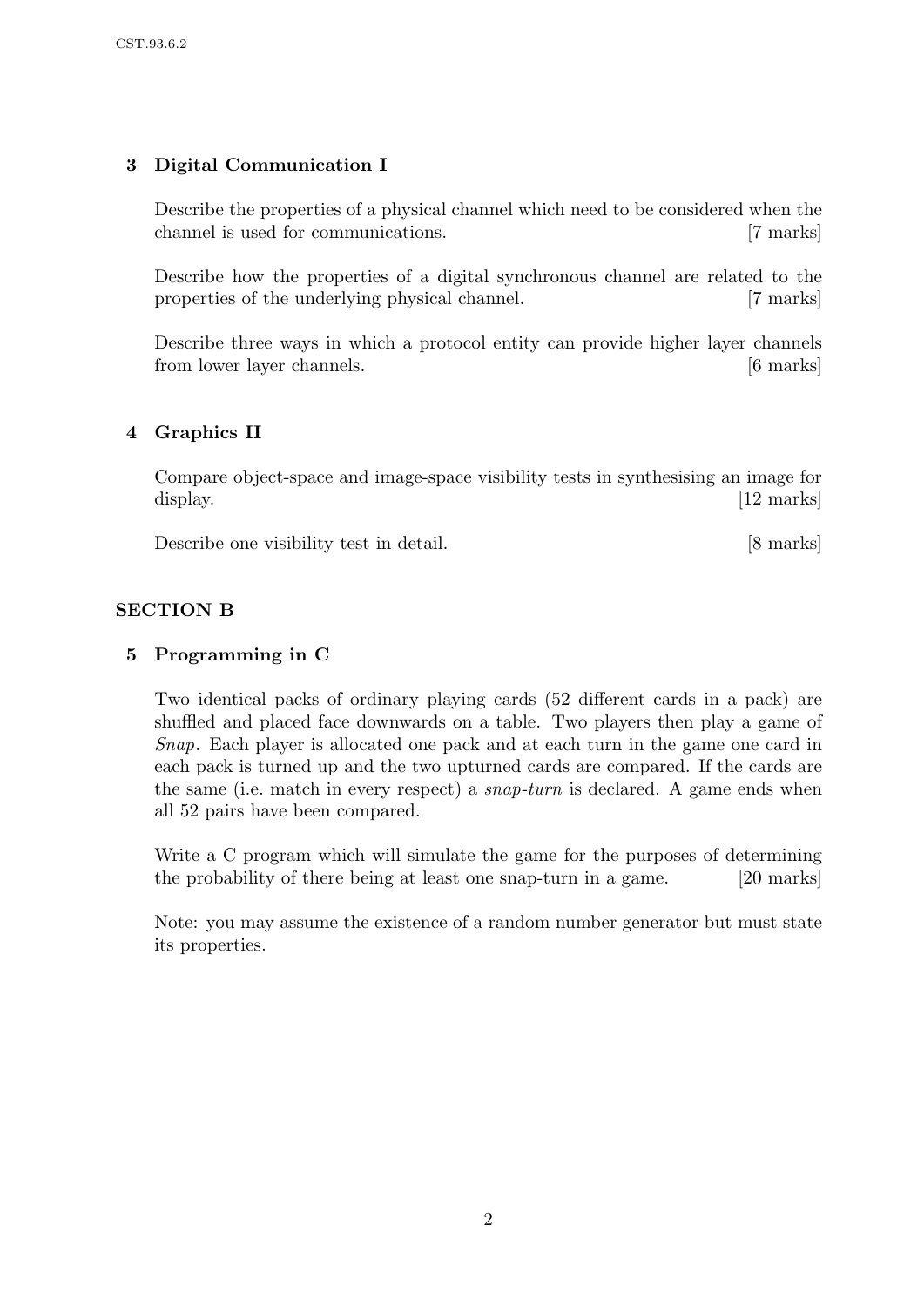## 3 Digital Communication I

Describe the properties of a physical channel which need to be considered when the channel is used for communications. [7 marks]

Describe how the properties of a digital synchronous channel are related to the properties of the underlying physical channel. [7 marks]

Describe three ways in which a protocol entity can provide higher layer channels from lower layer channels. [6 marks]

## 4 Graphics II

Compare object-space and image-space visibility tests in synthesising an image for display. [12 marks]

Describe one visibility test in detail. [8 marks]

# SECTION B

## 5 Programming in C

Two identical packs of ordinary playing cards (52 different cards in a pack) are shuffled and placed face downwards on a table. Two players then play a game of *Snap*. Each player is allocated one pack and at each turn in the game one card in each pack is turned up and the two upturned cards are compared. If the cards are the same (i.e. match in every respect) a *snap-turn* is declared. A game ends when all 52 pairs have been compared.

Write a C program which will simulate the game for the purposes of determining the probability of there being at least one snap-turn in a game. [20 marks]

Note: you may assume the existence of a random number generator but must state its properties.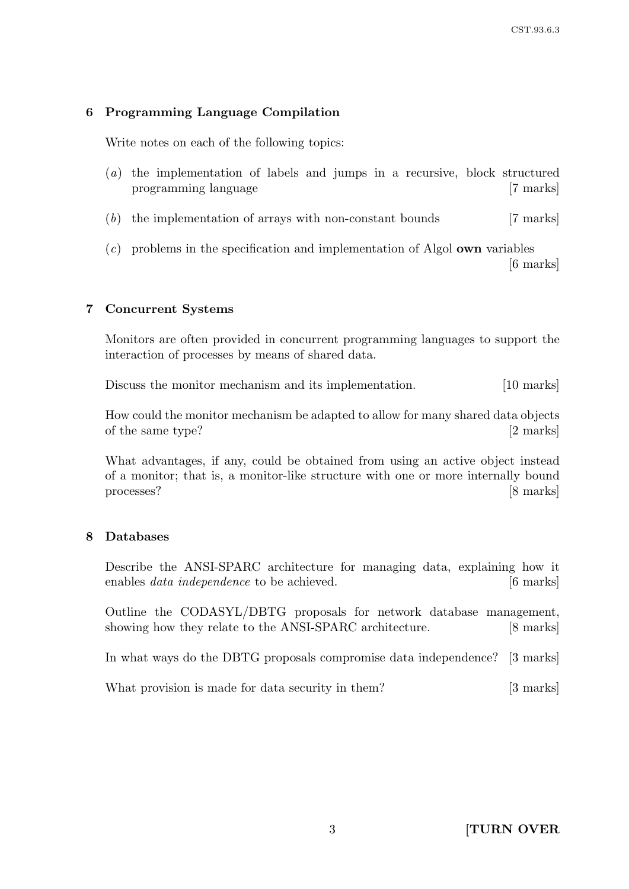## 6 Programming Language Compilation

Write notes on each of the following topics:

(*a*) the implementation of labels and jumps in a recursive, block structured programming language [7 marks]

(*b*) the implementation of arrays with non-constant bounds [7 marks]

(*c*) problems in the specification and implementation of Algol **own** variables [6 marks]

## 7 Concurrent Systems

Monitors are often provided in concurrent programming languages to support the interaction of processes by means of shared data.

Discuss the monitor mechanism and its implementation. [10 marks]

How could the monitor mechanism be adapted to allow for many shared data objects of the same type? [2 marks]

What advantages, if any, could be obtained from using an active object instead of a monitor; that is, a monitor-like structure with one or more internally bound processes? [8 marks]

## 8 Databases

Describe the ANSI-SPARC architecture for managing data, explaining how it enables *data independence* to be achieved. [6 marks]

Outline the CODASYL/DBTG proposals for network database management, showing how they relate to the ANSI-SPARC architecture. [8 marks]

In what ways do the DBTG proposals compromise data independence? [3 marks]

What provision is made for data security in them? [3 marks]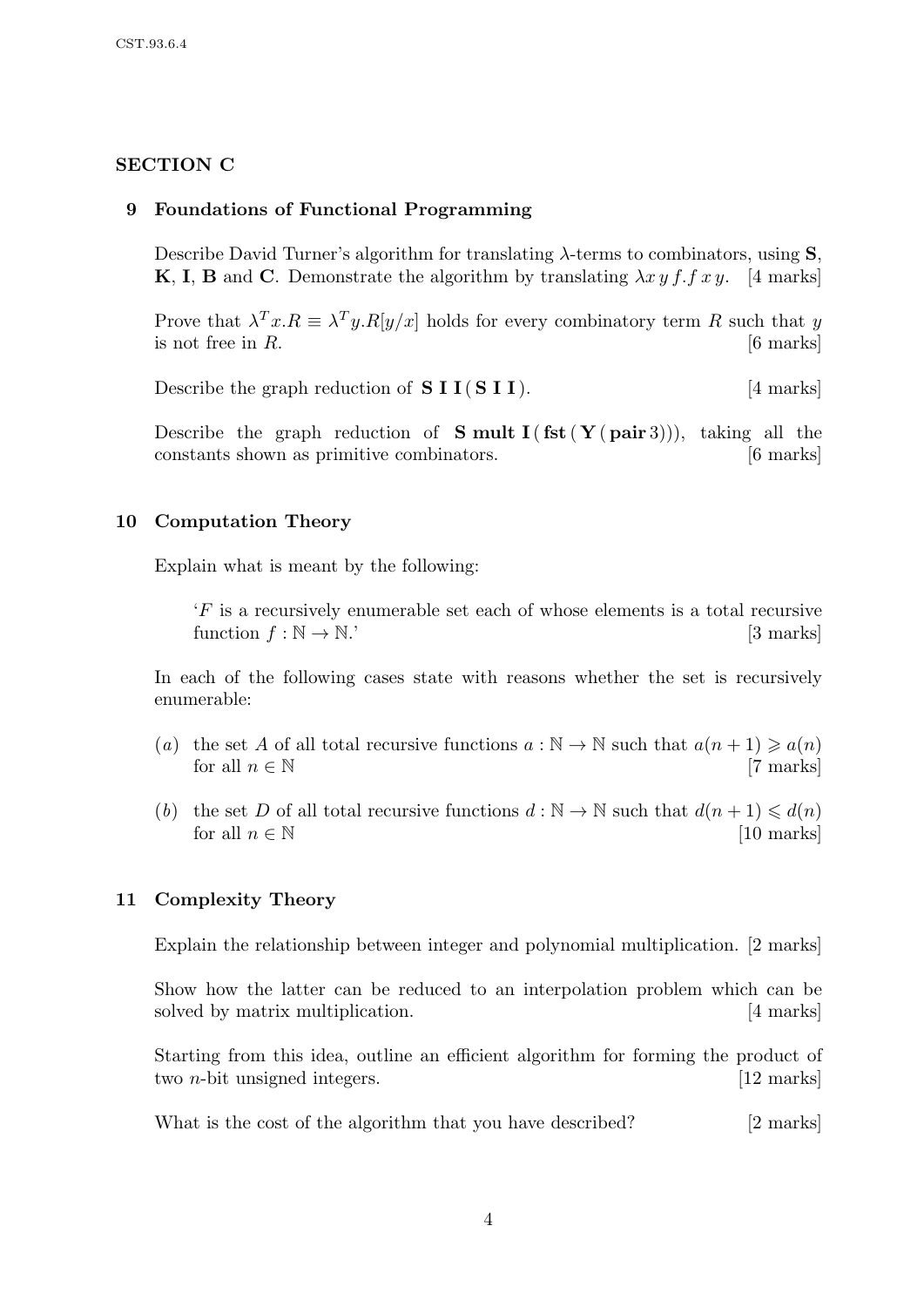## SECTION C

### 9 Foundations of Functional Programming

Describe David Turner's algorithm for translating $\lambda$-terms to combinators, using **S**, **K**, **I**, **B** and **C**. Demonstrate the algorithm by translating $\lambda x\, y\, f. f\, x\, y$. [4 marks]

Prove that $\lambda^T x.R \equiv \lambda^T y.R[y/x]$ holds for every combinatory term $R$ such that $y$ is not free in $R$. [6 marks]

Describe the graph reduction of $\mathbf{S\,I\,I}\,(\mathbf{S\,I\,I})$. [4 marks]

Describe the graph reduction of $\mathbf{S}\,\mathbf{mult}\,\mathbf{I}\,(\mathbf{fst}\,(\mathbf{Y}\,(\mathbf{pair}\,3)))$, taking all the constants shown as primitive combinators. [6 marks]

### 10 Computation Theory

Explain what is meant by the following:

> '$F$ is a recursively enumerable set each of whose elements is a total recursive function $f : \mathbb{N} \to \mathbb{N}$.' [3 marks]

In each of the following cases state with reasons whether the set is recursively enumerable:

(*a*) the set $A$ of all total recursive functions $a : \mathbb{N} \to \mathbb{N}$ such that $a(n+1) \geqslant a(n)$ for all $n \in \mathbb{N}$ [7 marks]

(*b*) the set $D$ of all total recursive functions $d : \mathbb{N} \to \mathbb{N}$ such that $d(n+1) \leqslant d(n)$ for all $n \in \mathbb{N}$ [10 marks]

### 11 Complexity Theory

Explain the relationship between integer and polynomial multiplication. [2 marks]

Show how the latter can be reduced to an interpolation problem which can be solved by matrix multiplication. [4 marks]

Starting from this idea, outline an efficient algorithm for forming the product of two $n$-bit unsigned integers. [12 marks]

What is the cost of the algorithm that you have described? [2 marks]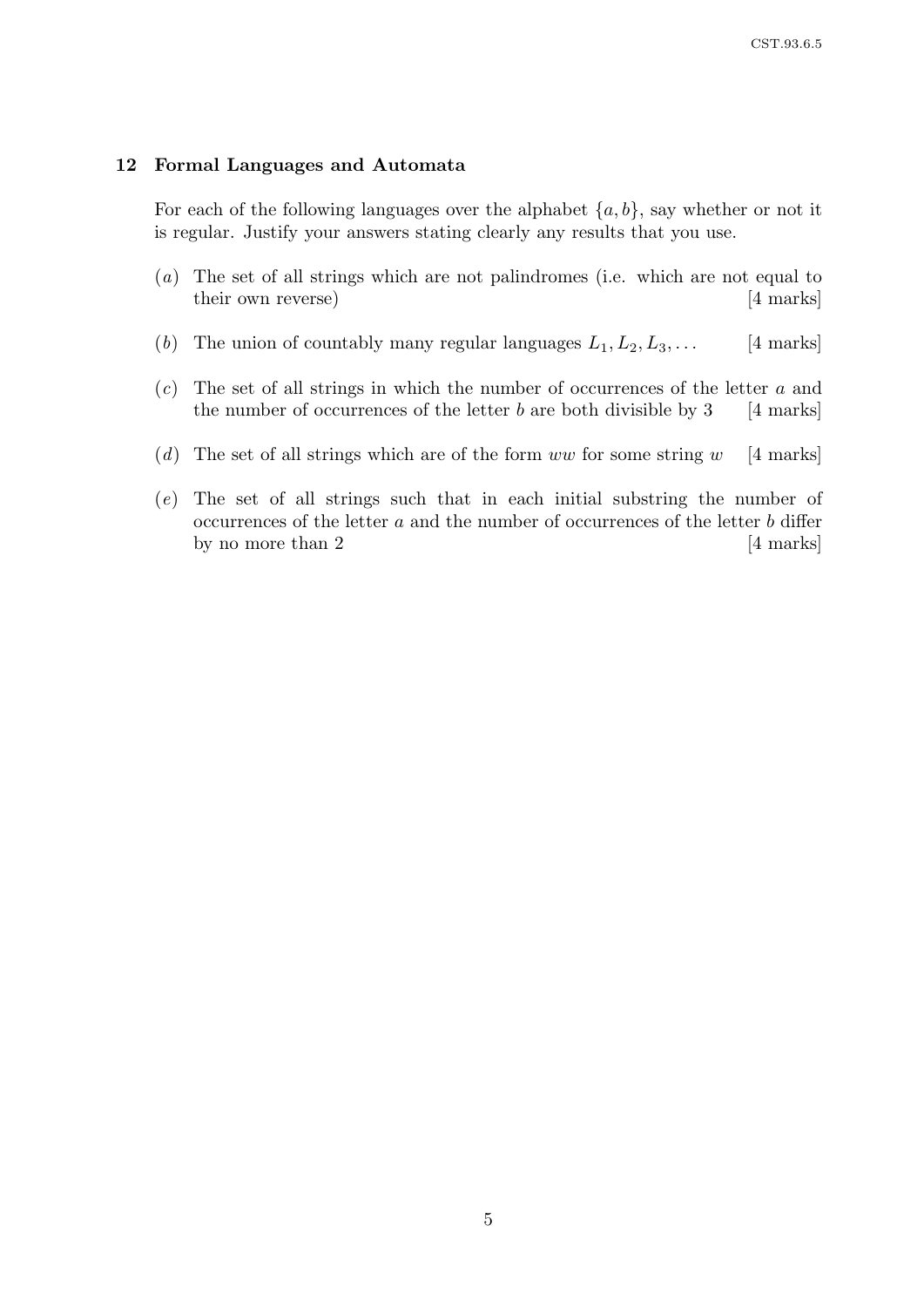## 12 Formal Languages and Automata

For each of the following languages over the alphabet $\{a, b\}$, say whether or not it is regular. Justify your answers stating clearly any results that you use.

(*a*) The set of all strings which are not palindromes (i.e. which are not equal to their own reverse) [4 marks]

(*b*) The union of countably many regular languages $L_1, L_2, L_3, \ldots$ [4 marks]

(*c*) The set of all strings in which the number of occurrences of the letter $a$ and the number of occurrences of the letter $b$ are both divisible by 3 [4 marks]

(*d*) The set of all strings which are of the form $ww$ for some string $w$ [4 marks]

(*e*) The set of all strings such that in each initial substring the number of occurrences of the letter $a$ and the number of occurrences of the letter $b$ differ by no more than 2 [4 marks]